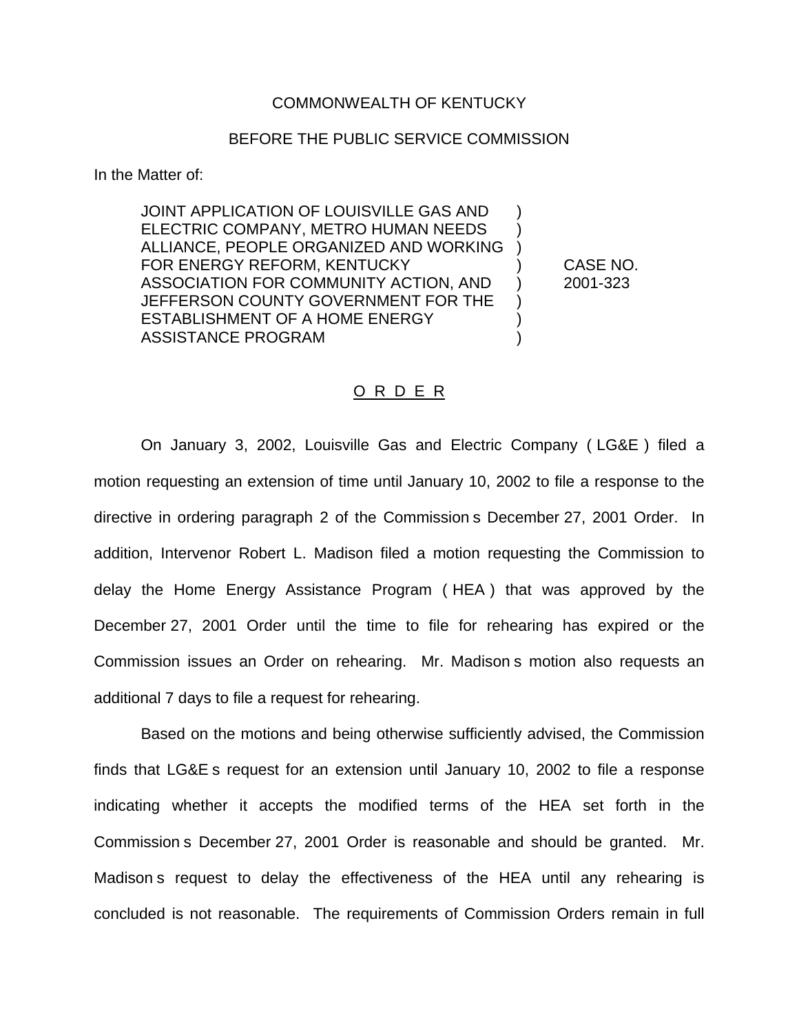COMMONWEALTH OF KENTUCKY

BEFORE THE PUBLIC SERVICE COMMISSION

In the Matter of:

| | | |
|---|---|---|
| JOINT APPLICATION OF LOUISVILLE GAS AND ELECTRIC COMPANY, METRO HUMAN NEEDS ALLIANCE, PEOPLE ORGANIZED AND WORKING FOR ENERGY REFORM, KENTUCKY ASSOCIATION FOR COMMUNITY ACTION, AND JEFFERSON COUNTY GOVERNMENT FOR THE ESTABLISHMENT OF A HOME ENERGY ASSISTANCE PROGRAM | ) | CASE NO. 2001-323 |

O R D E R

On January 3, 2002, Louisville Gas and Electric Company ( LG&E ) filed a motion requesting an extension of time until January 10, 2002 to file a response to the directive in ordering paragraph 2 of the Commission s December 27, 2001 Order. In addition, Intervenor Robert L. Madison filed a motion requesting the Commission to delay the Home Energy Assistance Program ( HEA ) that was approved by the December 27, 2001 Order until the time to file for rehearing has expired or the Commission issues an Order on rehearing. Mr. Madison s motion also requests an additional 7 days to file a request for rehearing.

Based on the motions and being otherwise sufficiently advised, the Commission finds that LG&E s request for an extension until January 10, 2002 to file a response indicating whether it accepts the modified terms of the HEA set forth in the Commission s December 27, 2001 Order is reasonable and should be granted. Mr. Madison s request to delay the effectiveness of the HEA until any rehearing is concluded is not reasonable. The requirements of Commission Orders remain in full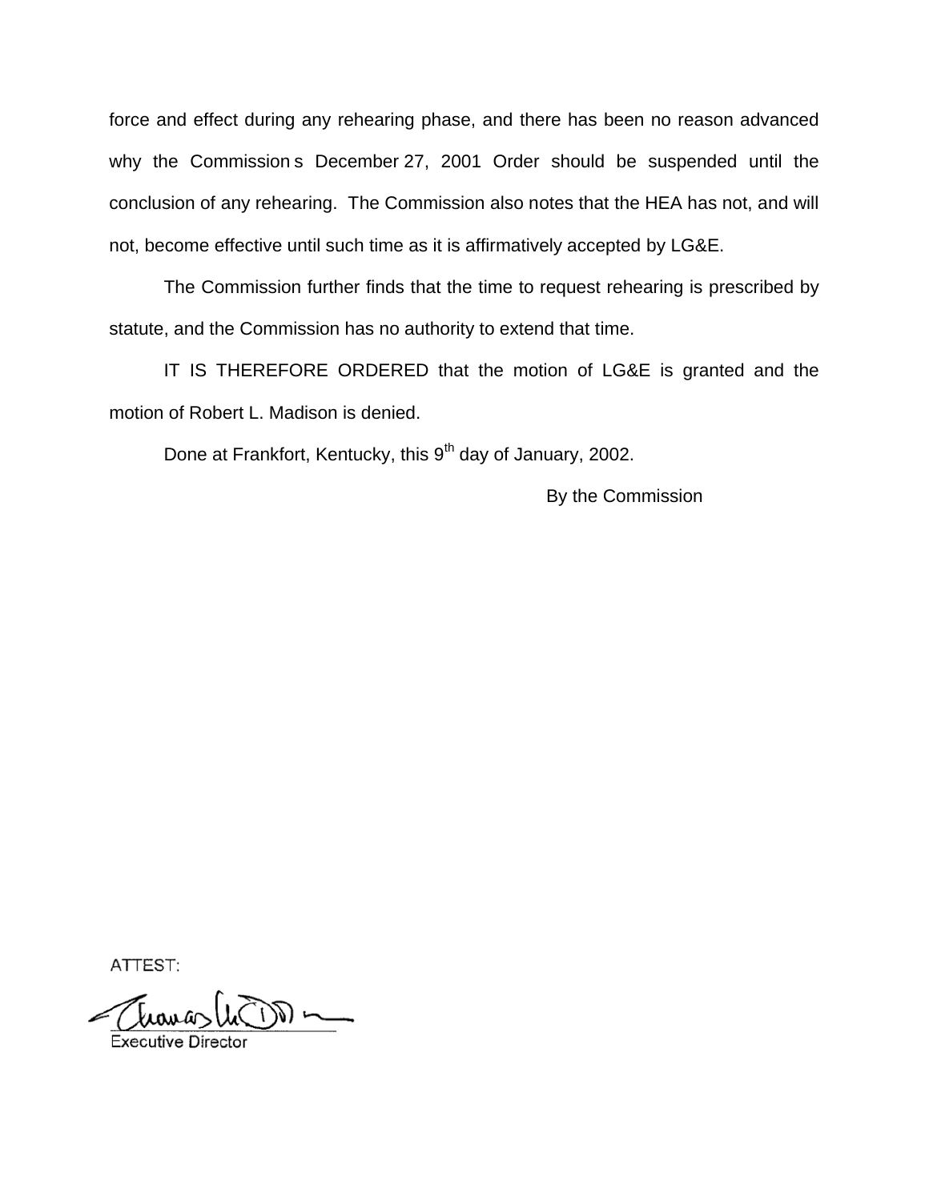force and effect during any rehearing phase, and there has been no reason advanced why the Commission s December 27, 2001 Order should be suspended until the conclusion of any rehearing. The Commission also notes that the HEA has not, and will not, become effective until such time as it is affirmatively accepted by LG&E.

The Commission further finds that the time to request rehearing is prescribed by statute, and the Commission has no authority to extend that time.

IT IS THEREFORE ORDERED that the motion of LG&E is granted and the motion of Robert L. Madison is denied.

Done at Frankfort, Kentucky, this 9th day of January, 2002.

By the Commission

ATTEST:

Executive Director